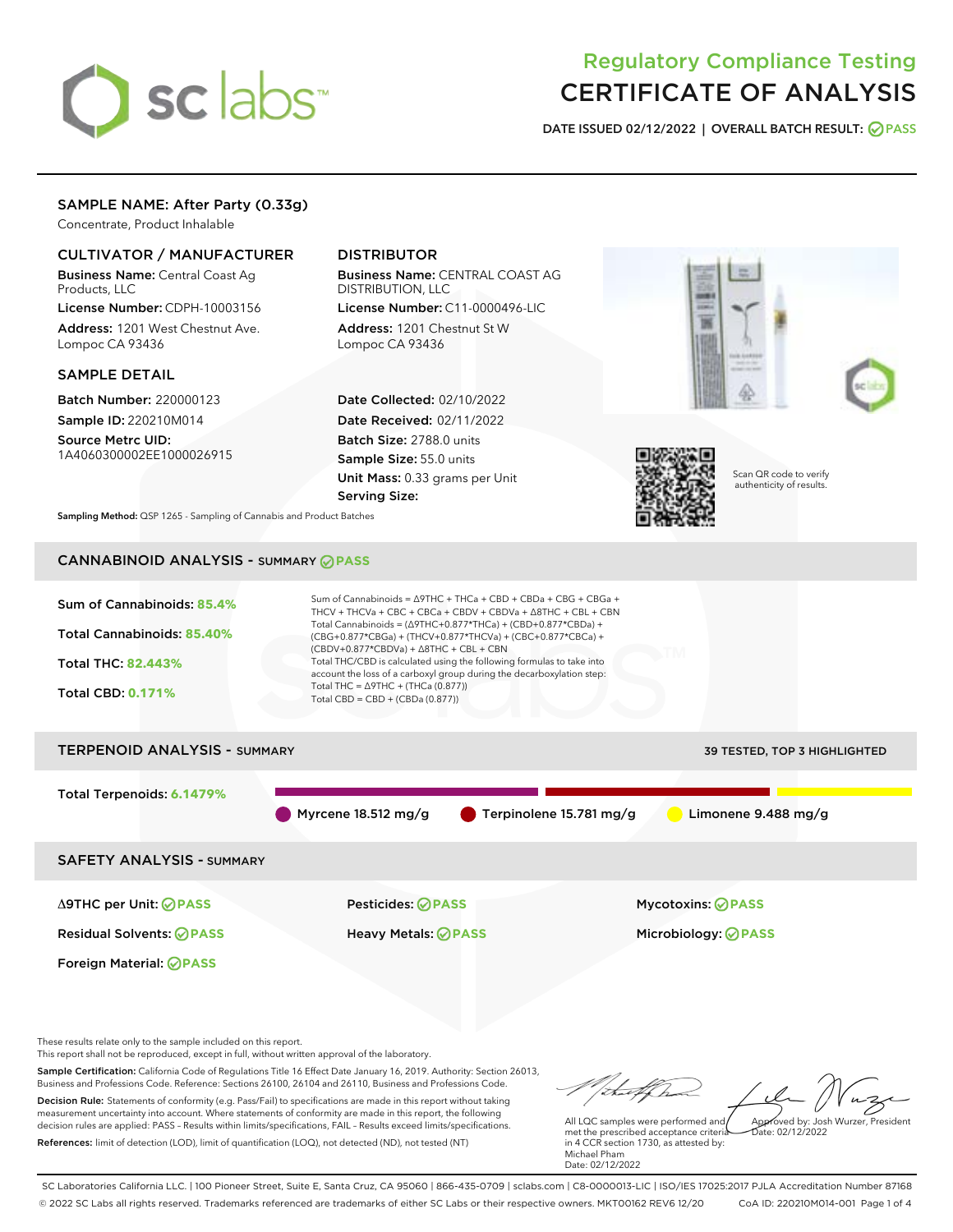# Regulatory Compliance Testing
# CERTIFICATE OF ANALYSIS

**DATE ISSUED 02/12/2022 | OVERALL BATCH RESULT: PASS**

## SAMPLE NAME: After Party (0.33g)

Concentrate, Product Inhalable

### CULTIVATOR / MANUFACTURER

**Business Name:** Central Coast Ag Products, LLC

**License Number:** CDPH-10003156

**Address:** 1201 West Chestnut Ave. Lompoc CA 93436

### DISTRIBUTOR

**Business Name:** CENTRAL COAST AG DISTRIBUTION, LLC

**License Number:** C11-0000496-LIC

**Address:** 1201 Chestnut St W Lompoc CA 93436

### SAMPLE DETAIL

**Batch Number:** 220000123

**Sample ID:** 220210M014

**Source Metrc UID:** 1A4060300002EE1000026915

**Date Collected:** 02/10/2022

**Date Received:** 02/11/2022

**Batch Size:** 2788.0 units

**Sample Size:** 55.0 units

**Unit Mass:** 0.33 grams per Unit

**Serving Size:**

Scan QR code to verify authenticity of results.

**Sampling Method:** QSP 1265 - Sampling of Cannabis and Product Batches

## CANNABINOID ANALYSIS - SUMMARY PASS

**Sum of Cannabinoids:** 85.4%

**Total Cannabinoids:** 85.40%

**Total THC:** 82.443%

**Total CBD:** 0.171%

Sum of Cannabinoids = Δ9THC + THCa + CBD + CBDa + CBG + CBGa + THCV + THCVa + CBC + CBCa + CBDV + CBDVa + Δ8THC + CBL + CBN

Total Cannabinoids = (Δ9THC+0.877*THCa) + (CBD+0.877*CBDa) + (CBG+0.877*CBGa) + (THCV+0.877*THCVa) + (CBC+0.877*CBCa) + (CBDV+0.877*CBDVa) + Δ8THC + CBL + CBN

Total THC/CBD is calculated using the following formulas to take into account the loss of a carboxyl group during the decarboxylation step:

Total THC = Δ9THC + (THCa (0.877))

Total CBD = CBD + (CBDa (0.877))

## TERPENOID ANALYSIS - SUMMARY

39 TESTED, TOP 3 HIGHLIGHTED

**Total Terpenoids:** 6.1479%

Myrcene 18.512 mg/g | Terpinolene 15.781 mg/g | Limonene 9.488 mg/g

## SAFETY ANALYSIS - SUMMARY

| | | |
|---|---|---|
| Δ9THC per Unit: PASS | Pesticides: PASS | Mycotoxins: PASS |
| Residual Solvents: PASS | Heavy Metals: PASS | Microbiology: PASS |
| Foreign Material: PASS | | |

These results relate only to the sample included on this report.
This report shall not be reproduced, except in full, without written approval of the laboratory.

**Sample Certification:** California Code of Regulations Title 16 Effect Date January 16, 2019. Authority: Section 26013, Business and Professions Code. Reference: Sections 26100, 26104 and 26110, Business and Professions Code.

**Decision Rule:** Statements of conformity (e.g. Pass/Fail) to specifications are made in this report without taking measurement uncertainty into account. Where statements of conformity are made in this report, the following decision rules are applied: PASS – Results within limits/specifications, FAIL – Results exceed limits/specifications.

**References:** limit of detection (LOD), limit of quantification (LOQ), not detected (ND), not tested (NT)

All LQC samples were performed and met the prescribed acceptance criteria in 4 CCR section 1730, as attested by: Michael Pham
Date: 02/12/2022

Approved by: Josh Wurzer, President
Date: 02/12/2022

SC Laboratories California LLC. | 100 Pioneer Street, Suite E, Santa Cruz, CA 95060 | 866-435-0709 | sclabs.com | C8-0000013-LIC | ISO/IES 17025:2017 PJLA Accreditation Number 87168
© 2022 SC Labs all rights reserved. Trademarks referenced are trademarks of either SC Labs or their respective owners. MKT00162 REV6 12/20 CoA ID: 220210M014-001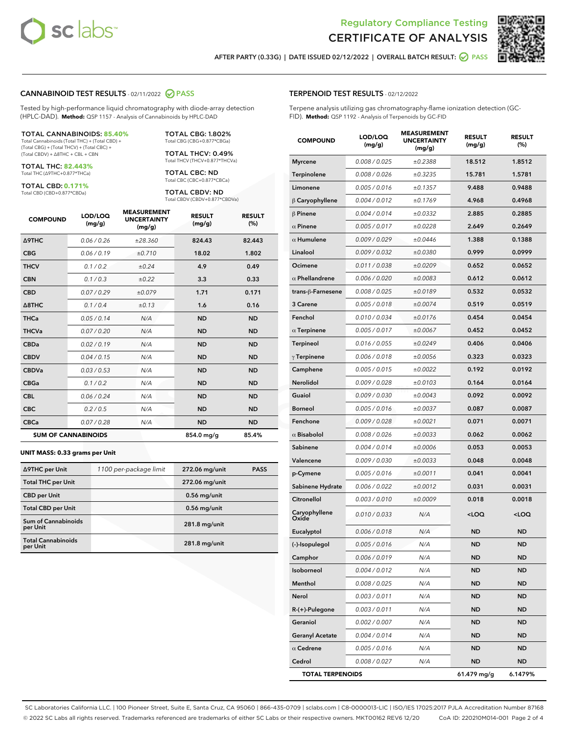Regulatory Compliance Testing

# CERTIFICATE OF ANALYSIS

AFTER PARTY (0.33G) | DATE ISSUED 02/12/2022 | OVERALL BATCH RESULT: PASS

## CANNABINOID TEST RESULTS - 02/11/2022 PASS

Tested by high-performance liquid chromatography with diode-array detection (HPLC-DAD). **Method:** QSP 1157 - Analysis of Cannabinoids by HPLC-DAD

**TOTAL CANNABINOIDS: 85.40%**
Total Cannabinoids (Total THC) + (Total CBD) + (Total CBG) + (Total THCV) + (Total CBC) + (Total CBDV) + Δ8THC + CBL + CBN

**TOTAL THC: 82.443%**
Total THC (Δ9THC+0.877*THCa)

**TOTAL CBD: 0.171%**
Total CBD (CBD+0.877*CBDa)

**TOTAL CBG: 1.802%**
Total CBG (CBG+0.877*CBGa)

**TOTAL THCV: 0.49%**
Total THCV (THCV+0.877*THCVa)

**TOTAL CBC: ND**
Total CBC (CBC+0.877*CBCa)

**TOTAL CBDV: ND**
Total CBDV (CBDV+0.877*CBDVa)

| COMPOUND | LOD/LOQ (mg/g) | MEASUREMENT UNCERTAINTY (mg/g) | RESULT (mg/g) | RESULT (%) |
|---|---|---|---|---|
| Δ9THC | 0.06 / 0.26 | ±28.360 | 824.43 | 82.443 |
| CBG | 0.06 / 0.19 | ±0.710 | 18.02 | 1.802 |
| THCV | 0.1 / 0.2 | ±0.24 | 4.9 | 0.49 |
| CBN | 0.1 / 0.3 | ±0.22 | 3.3 | 0.33 |
| CBD | 0.07 / 0.29 | ±0.079 | 1.71 | 0.171 |
| Δ8THC | 0.1 / 0.4 | ±0.13 | 1.6 | 0.16 |
| THCa | 0.05 / 0.14 | N/A | ND | ND |
| THCVa | 0.07 / 0.20 | N/A | ND | ND |
| CBDa | 0.02 / 0.19 | N/A | ND | ND |
| CBDV | 0.04 / 0.15 | N/A | ND | ND |
| CBDVa | 0.03 / 0.53 | N/A | ND | ND |
| CBGa | 0.1 / 0.2 | N/A | ND | ND |
| CBL | 0.06 / 0.24 | N/A | ND | ND |
| CBC | 0.2 / 0.5 | N/A | ND | ND |
| CBCa | 0.07 / 0.28 | N/A | ND | ND |
| **SUM OF CANNABINOIDS** | | | 854.0 mg/g | 85.4% |

### UNIT MASS: 0.33 grams per Unit

| | | | |
|---|---|---|---|
| Δ9THC per Unit | 1100 per-package limit | 272.06 mg/unit | PASS |
| Total THC per Unit | | 272.06 mg/unit | |
| CBD per Unit | | 0.56 mg/unit | |
| Total CBD per Unit | | 0.56 mg/unit | |
| Sum of Cannabinoids per Unit | | 281.8 mg/unit | |
| Total Cannabinoids per Unit | | 281.8 mg/unit | |

## TERPENOID TEST RESULTS - 02/12/2022

Terpene analysis utilizing gas chromatography-flame ionization detection (GC-FID). **Method:** QSP 1192 - Analysis of Terpenoids by GC-FID

| COMPOUND | LOD/LOQ (mg/g) | MEASUREMENT UNCERTAINTY (mg/g) | RESULT (mg/g) | RESULT (%) |
|---|---|---|---|---|
| Myrcene | 0.008 / 0.025 | ±0.2388 | 18.512 | 1.8512 |
| Terpinolene | 0.008 / 0.026 | ±0.3235 | 15.781 | 1.5781 |
| Limonene | 0.005 / 0.016 | ±0.1357 | 9.488 | 0.9488 |
| β Caryophyllene | 0.004 / 0.012 | ±0.1769 | 4.968 | 0.4968 |
| β Pinene | 0.004 / 0.014 | ±0.0332 | 2.885 | 0.2885 |
| α Pinene | 0.005 / 0.017 | ±0.0228 | 2.649 | 0.2649 |
| α Humulene | 0.009 / 0.029 | ±0.0446 | 1.388 | 0.1388 |
| Linalool | 0.009 / 0.032 | ±0.0380 | 0.999 | 0.0999 |
| Ocimene | 0.011 / 0.038 | ±0.0209 | 0.652 | 0.0652 |
| α Phellandrene | 0.006 / 0.020 | ±0.0083 | 0.612 | 0.0612 |
| trans-β-Farnesene | 0.008 / 0.025 | ±0.0189 | 0.532 | 0.0532 |
| 3 Carene | 0.005 / 0.018 | ±0.0074 | 0.519 | 0.0519 |
| Fenchol | 0.010 / 0.034 | ±0.0176 | 0.454 | 0.0454 |
| α Terpinene | 0.005 / 0.017 | ±0.0067 | 0.452 | 0.0452 |
| Terpineol | 0.016 / 0.055 | ±0.0249 | 0.406 | 0.0406 |
| γ Terpinene | 0.006 / 0.018 | ±0.0056 | 0.323 | 0.0323 |
| Camphene | 0.005 / 0.015 | ±0.0022 | 0.192 | 0.0192 |
| Nerolidol | 0.009 / 0.028 | ±0.0103 | 0.164 | 0.0164 |
| Guaiol | 0.009 / 0.030 | ±0.0043 | 0.092 | 0.0092 |
| Borneol | 0.005 / 0.016 | ±0.0037 | 0.087 | 0.0087 |
| Fenchone | 0.009 / 0.028 | ±0.0021 | 0.071 | 0.0071 |
| α Bisabolol | 0.008 / 0.026 | ±0.0033 | 0.062 | 0.0062 |
| Sabinene | 0.004 / 0.014 | ±0.0006 | 0.053 | 0.0053 |
| Valencene | 0.009 / 0.030 | ±0.0033 | 0.048 | 0.0048 |
| p-Cymene | 0.005 / 0.016 | ±0.0011 | 0.041 | 0.0041 |
| Sabinene Hydrate | 0.006 / 0.022 | ±0.0012 | 0.031 | 0.0031 |
| Citronellol | 0.003 / 0.010 | ±0.0009 | 0.018 | 0.0018 |
| Caryophyllene Oxide | 0.010 / 0.033 | N/A | <LOQ | <LOQ |
| Eucalyptol | 0.006 / 0.018 | N/A | ND | ND |
| (-)-Isopulegol | 0.005 / 0.016 | N/A | ND | ND |
| Camphor | 0.006 / 0.019 | N/A | ND | ND |
| Isoborneol | 0.004 / 0.012 | N/A | ND | ND |
| Menthol | 0.008 / 0.025 | N/A | ND | ND |
| Nerol | 0.003 / 0.011 | N/A | ND | ND |
| R-(+)-Pulegone | 0.003 / 0.011 | N/A | ND | ND |
| Geraniol | 0.002 / 0.007 | N/A | ND | ND |
| Geranyl Acetate | 0.004 / 0.014 | N/A | ND | ND |
| α Cedrene | 0.005 / 0.016 | N/A | ND | ND |
| Cedrol | 0.008 / 0.027 | N/A | ND | ND |
| **TOTAL TERPENOIDS** | | | 61.479 mg/g | 6.1479% |

SC Laboratories California LLC. | 100 Pioneer Street, Suite E, Santa Cruz, CA 95060 | 866-435-0709 | sclabs.com | C8-0000013-LIC | ISO/IES 17025:2017 PJLA Accreditation Number 87168
© 2022 SC Labs all rights reserved. Trademarks referenced are trademarks of either SC Labs or their respective owners. MKT00162 REV6 12/20 CoA ID: 220210M014-001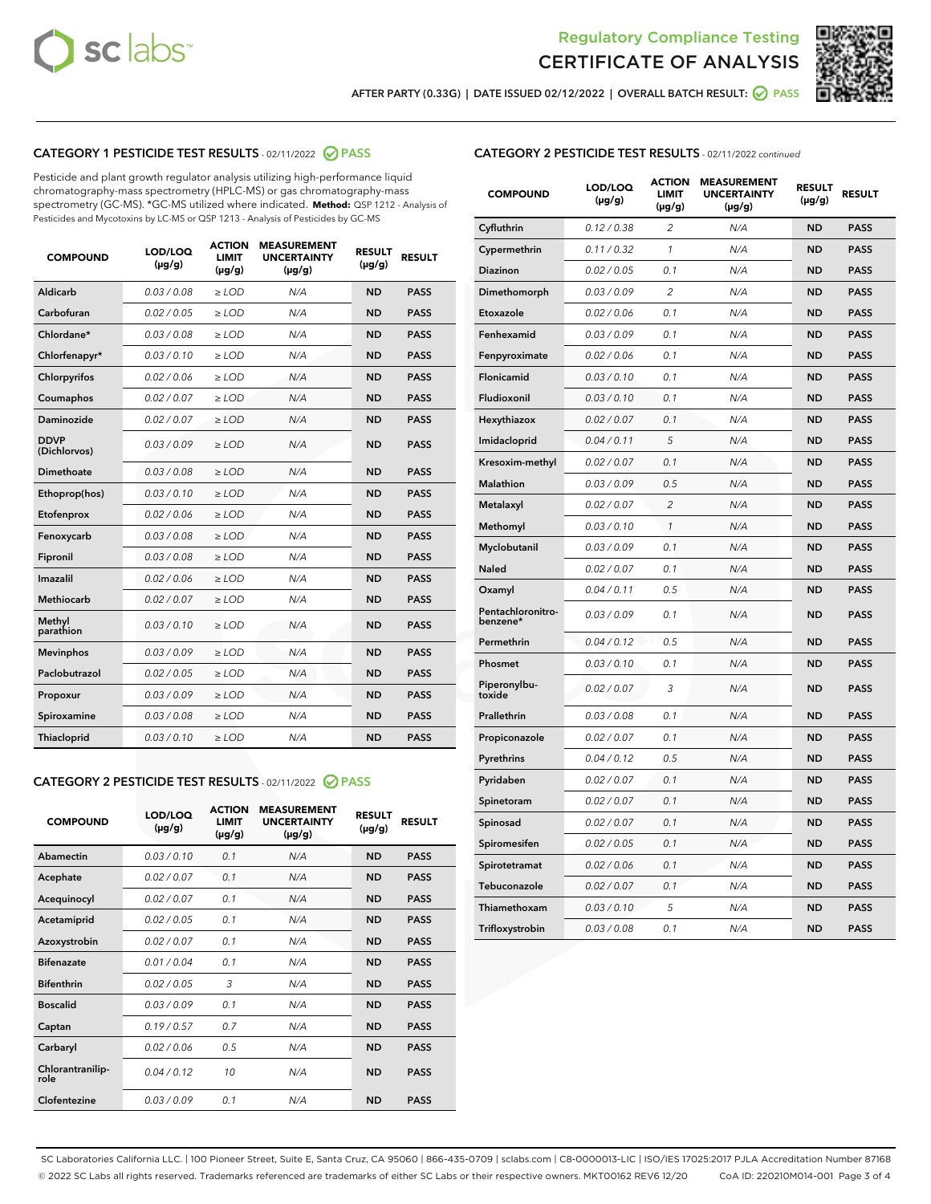# Regulatory Compliance Testing
# CERTIFICATE OF ANALYSIS

AFTER PARTY (0.33G) | DATE ISSUED 02/12/2022 | OVERALL BATCH RESULT: PASS

## CATEGORY 1 PESTICIDE TEST RESULTS - 02/11/2022 PASS

Pesticide and plant growth regulator analysis utilizing high-performance liquid chromatography-mass spectrometry (HPLC-MS) or gas chromatography-mass spectrometry (GC-MS). *GC-MS utilized where indicated. **Method:** QSP 1212 - Analysis of Pesticides and Mycotoxins by LC-MS or QSP 1213 - Analysis of Pesticides by GC-MS

| COMPOUND | LOD/LOQ (µg/g) | ACTION LIMIT (µg/g) | MEASUREMENT UNCERTAINTY (µg/g) | RESULT (µg/g) | RESULT |
|---|---|---|---|---|---|
| Aldicarb | 0.03 / 0.08 | ≥ LOD | N/A | ND | PASS |
| Carbofuran | 0.02 / 0.05 | ≥ LOD | N/A | ND | PASS |
| Chlordane* | 0.03 / 0.08 | ≥ LOD | N/A | ND | PASS |
| Chlorfenapyr* | 0.03 / 0.10 | ≥ LOD | N/A | ND | PASS |
| Chlorpyrifos | 0.02 / 0.06 | ≥ LOD | N/A | ND | PASS |
| Coumaphos | 0.02 / 0.07 | ≥ LOD | N/A | ND | PASS |
| Daminozide | 0.02 / 0.07 | ≥ LOD | N/A | ND | PASS |
| DDVP (Dichlorvos) | 0.03 / 0.09 | ≥ LOD | N/A | ND | PASS |
| Dimethoate | 0.03 / 0.08 | ≥ LOD | N/A | ND | PASS |
| Ethoprop(hos) | 0.03 / 0.10 | ≥ LOD | N/A | ND | PASS |
| Etofenprox | 0.02 / 0.06 | ≥ LOD | N/A | ND | PASS |
| Fenoxycarb | 0.03 / 0.08 | ≥ LOD | N/A | ND | PASS |
| Fipronil | 0.03 / 0.08 | ≥ LOD | N/A | ND | PASS |
| Imazalil | 0.02 / 0.06 | ≥ LOD | N/A | ND | PASS |
| Methiocarb | 0.02 / 0.07 | ≥ LOD | N/A | ND | PASS |
| Methyl parathion | 0.03 / 0.10 | ≥ LOD | N/A | ND | PASS |
| Mevinphos | 0.03 / 0.09 | ≥ LOD | N/A | ND | PASS |
| Paclobutrazol | 0.02 / 0.05 | ≥ LOD | N/A | ND | PASS |
| Propoxur | 0.03 / 0.09 | ≥ LOD | N/A | ND | PASS |
| Spiroxamine | 0.03 / 0.08 | ≥ LOD | N/A | ND | PASS |
| Thiacloprid | 0.03 / 0.10 | ≥ LOD | N/A | ND | PASS |

## CATEGORY 2 PESTICIDE TEST RESULTS - 02/11/2022 PASS

| COMPOUND | LOD/LOQ (µg/g) | ACTION LIMIT (µg/g) | MEASUREMENT UNCERTAINTY (µg/g) | RESULT (µg/g) | RESULT |
|---|---|---|---|---|---|
| Abamectin | 0.03 / 0.10 | 0.1 | N/A | ND | PASS |
| Acephate | 0.02 / 0.07 | 0.1 | N/A | ND | PASS |
| Acequinocyl | 0.02 / 0.07 | 0.1 | N/A | ND | PASS |
| Acetamiprid | 0.02 / 0.05 | 0.1 | N/A | ND | PASS |
| Azoxystrobin | 0.02 / 0.07 | 0.1 | N/A | ND | PASS |
| Bifenazate | 0.01 / 0.04 | 0.1 | N/A | ND | PASS |
| Bifenthrin | 0.02 / 0.05 | 3 | N/A | ND | PASS |
| Boscalid | 0.03 / 0.09 | 0.1 | N/A | ND | PASS |
| Captan | 0.19 / 0.57 | 0.7 | N/A | ND | PASS |
| Carbaryl | 0.02 / 0.06 | 0.5 | N/A | ND | PASS |
| Chlorantraniliprole | 0.04 / 0.12 | 10 | N/A | ND | PASS |
| Clofentezine | 0.03 / 0.09 | 0.1 | N/A | ND | PASS |
| Cyfluthrin | 0.12 / 0.38 | 2 | N/A | ND | PASS |
| Cypermethrin | 0.11 / 0.32 | 1 | N/A | ND | PASS |
| Diazinon | 0.02 / 0.05 | 0.1 | N/A | ND | PASS |
| Dimethomorph | 0.03 / 0.09 | 2 | N/A | ND | PASS |
| Etoxazole | 0.02 / 0.06 | 0.1 | N/A | ND | PASS |
| Fenhexamid | 0.03 / 0.09 | 0.1 | N/A | ND | PASS |
| Fenpyroximate | 0.02 / 0.06 | 0.1 | N/A | ND | PASS |
| Flonicamid | 0.03 / 0.10 | 0.1 | N/A | ND | PASS |
| Fludioxonil | 0.03 / 0.10 | 0.1 | N/A | ND | PASS |
| Hexythiazox | 0.02 / 0.07 | 0.1 | N/A | ND | PASS |
| Imidacloprid | 0.04 / 0.11 | 5 | N/A | ND | PASS |
| Kresoxim-methyl | 0.02 / 0.07 | 0.1 | N/A | ND | PASS |
| Malathion | 0.03 / 0.09 | 0.5 | N/A | ND | PASS |
| Metalaxyl | 0.02 / 0.07 | 2 | N/A | ND | PASS |
| Methomyl | 0.03 / 0.10 | 1 | N/A | ND | PASS |
| Myclobutanil | 0.03 / 0.09 | 0.1 | N/A | ND | PASS |
| Naled | 0.02 / 0.07 | 0.1 | N/A | ND | PASS |
| Oxamyl | 0.04 / 0.11 | 0.5 | N/A | ND | PASS |
| Pentachloronitrobenzene* | 0.03 / 0.09 | 0.1 | N/A | ND | PASS |
| Permethrin | 0.04 / 0.12 | 0.5 | N/A | ND | PASS |
| Phosmet | 0.03 / 0.10 | 0.1 | N/A | ND | PASS |
| Piperonylbutoxide | 0.02 / 0.07 | 3 | N/A | ND | PASS |
| Prallethrin | 0.03 / 0.08 | 0.1 | N/A | ND | PASS |
| Propiconazole | 0.02 / 0.07 | 0.1 | N/A | ND | PASS |
| Pyrethrins | 0.04 / 0.12 | 0.5 | N/A | ND | PASS |
| Pyridaben | 0.02 / 0.07 | 0.1 | N/A | ND | PASS |
| Spinetoram | 0.02 / 0.07 | 0.1 | N/A | ND | PASS |
| Spinosad | 0.02 / 0.07 | 0.1 | N/A | ND | PASS |
| Spiromesifen | 0.02 / 0.05 | 0.1 | N/A | ND | PASS |
| Spirotetramat | 0.02 / 0.06 | 0.1 | N/A | ND | PASS |
| Tebuconazole | 0.02 / 0.07 | 0.1 | N/A | ND | PASS |
| Thiamethoxam | 0.03 / 0.10 | 5 | N/A | ND | PASS |
| Trifloxystrobin | 0.03 / 0.08 | 0.1 | N/A | ND | PASS |

SC Laboratories California LLC. | 100 Pioneer Street, Suite E, Santa Cruz, CA 95060 | 866-435-0709 | sclabs.com | C8-0000013-LIC | ISO/IES 17025:2017 PJLA Accreditation Number 87168
© 2022 SC Labs all rights reserved. Trademarks referenced are trademarks of either SC Labs or their respective owners. MKT00162 REV6 12/20 CoA ID: 220210M014-001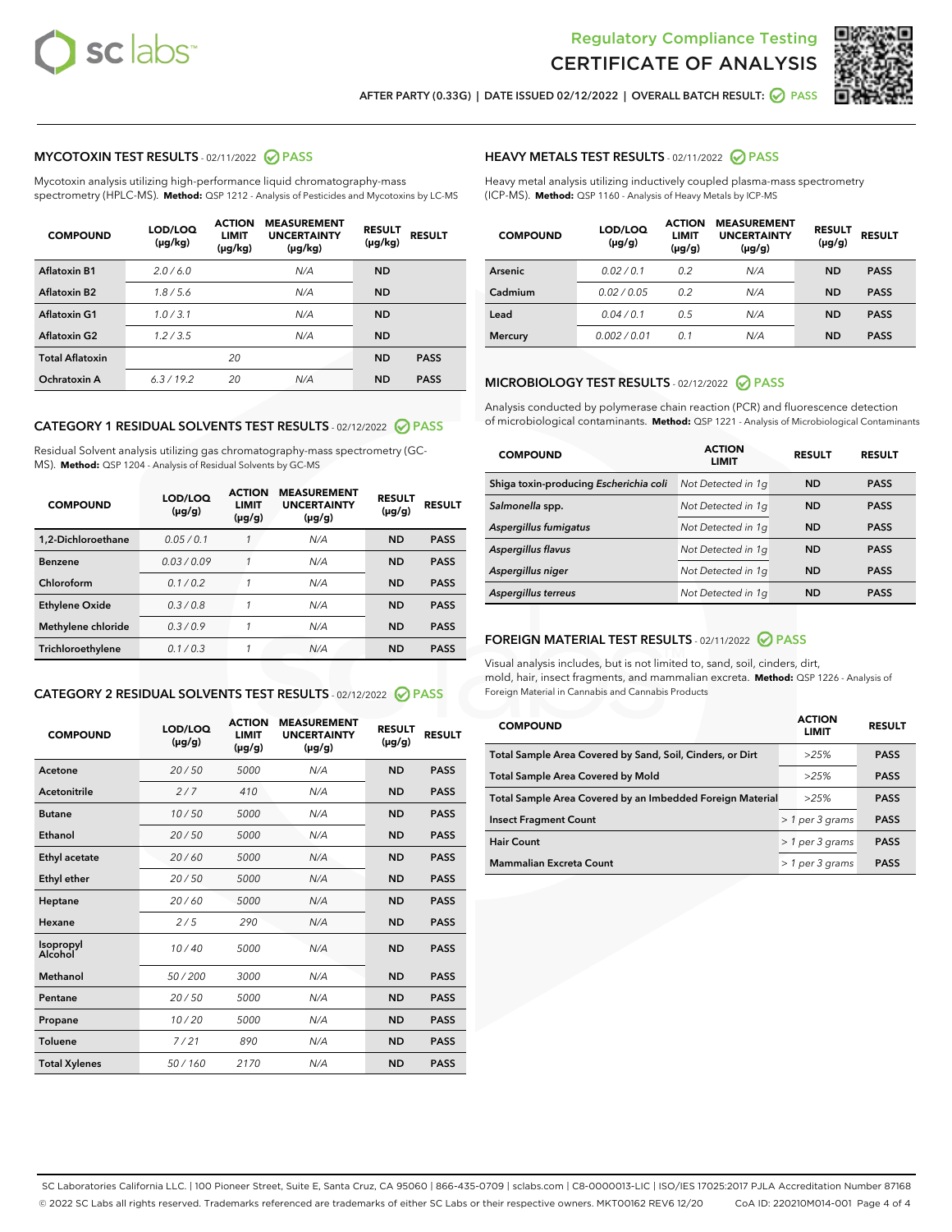Regulatory Compliance Testing
# CERTIFICATE OF ANALYSIS

AFTER PARTY (0.33G) | DATE ISSUED 02/12/2022 | OVERALL BATCH RESULT: PASS

## MYCOTOXIN TEST RESULTS - 02/11/2022 PASS

Mycotoxin analysis utilizing high-performance liquid chromatography-mass spectrometry (HPLC-MS). **Method:** QSP 1212 - Analysis of Pesticides and Mycotoxins by LC-MS

| COMPOUND | LOD/LOQ (μg/kg) | ACTION LIMIT (μg/kg) | MEASUREMENT UNCERTAINTY (μg/kg) | RESULT (μg/kg) | RESULT |
|---|---|---|---|---|---|
| Aflatoxin B1 | 2.0 / 6.0 | | N/A | ND | |
| Aflatoxin B2 | 1.8 / 5.6 | | N/A | ND | |
| Aflatoxin G1 | 1.0 / 3.1 | | N/A | ND | |
| Aflatoxin G2 | 1.2 / 3.5 | | N/A | ND | |
| Total Aflatoxin | | 20 | | ND | PASS |
| Ochratoxin A | 6.3 / 19.2 | 20 | N/A | ND | PASS |

## CATEGORY 1 RESIDUAL SOLVENTS TEST RESULTS - 02/12/2022 PASS

Residual Solvent analysis utilizing gas chromatography-mass spectrometry (GC-MS). **Method:** QSP 1204 - Analysis of Residual Solvents by GC-MS

| COMPOUND | LOD/LOQ (μg/g) | ACTION LIMIT (μg/g) | MEASUREMENT UNCERTAINTY (μg/g) | RESULT (μg/g) | RESULT |
|---|---|---|---|---|---|
| 1,2-Dichloroethane | 0.05 / 0.1 | 1 | N/A | ND | PASS |
| Benzene | 0.03 / 0.09 | 1 | N/A | ND | PASS |
| Chloroform | 0.1 / 0.2 | 1 | N/A | ND | PASS |
| Ethylene Oxide | 0.3 / 0.8 | 1 | N/A | ND | PASS |
| Methylene chloride | 0.3 / 0.9 | 1 | N/A | ND | PASS |
| Trichloroethylene | 0.1 / 0.3 | 1 | N/A | ND | PASS |

## CATEGORY 2 RESIDUAL SOLVENTS TEST RESULTS - 02/12/2022 PASS

| COMPOUND | LOD/LOQ (μg/g) | ACTION LIMIT (μg/g) | MEASUREMENT UNCERTAINTY (μg/g) | RESULT (μg/g) | RESULT |
|---|---|---|---|---|---|
| Acetone | 20 / 50 | 5000 | N/A | ND | PASS |
| Acetonitrile | 2 / 7 | 410 | N/A | ND | PASS |
| Butane | 10 / 50 | 5000 | N/A | ND | PASS |
| Ethanol | 20 / 50 | 5000 | N/A | ND | PASS |
| Ethyl acetate | 20 / 60 | 5000 | N/A | ND | PASS |
| Ethyl ether | 20 / 50 | 5000 | N/A | ND | PASS |
| Heptane | 20 / 60 | 5000 | N/A | ND | PASS |
| Hexane | 2 / 5 | 290 | N/A | ND | PASS |
| Isopropyl Alcohol | 10 / 40 | 5000 | N/A | ND | PASS |
| Methanol | 50 / 200 | 3000 | N/A | ND | PASS |
| Pentane | 20 / 50 | 5000 | N/A | ND | PASS |
| Propane | 10 / 20 | 5000 | N/A | ND | PASS |
| Toluene | 7 / 21 | 890 | N/A | ND | PASS |
| Total Xylenes | 50 / 160 | 2170 | N/A | ND | PASS |

## HEAVY METALS TEST RESULTS - 02/11/2022 PASS

Heavy metal analysis utilizing inductively coupled plasma-mass spectrometry (ICP-MS). **Method:** QSP 1160 - Analysis of Heavy Metals by ICP-MS

| COMPOUND | LOD/LOQ (μg/g) | ACTION LIMIT (μg/g) | MEASUREMENT UNCERTAINTY (μg/g) | RESULT (μg/g) | RESULT |
|---|---|---|---|---|---|
| Arsenic | 0.02 / 0.1 | 0.2 | N/A | ND | PASS |
| Cadmium | 0.02 / 0.05 | 0.2 | N/A | ND | PASS |
| Lead | 0.04 / 0.1 | 0.5 | N/A | ND | PASS |
| Mercury | 0.002 / 0.01 | 0.1 | N/A | ND | PASS |

## MICROBIOLOGY TEST RESULTS - 02/12/2022 PASS

Analysis conducted by polymerase chain reaction (PCR) and fluorescence detection of microbiological contaminants. **Method:** QSP 1221 - Analysis of Microbiological Contaminants

| COMPOUND | ACTION LIMIT | RESULT | RESULT |
|---|---|---|---|
| Shiga toxin-producing *Escherichia coli* | Not Detected in 1g | ND | PASS |
| *Salmonella* spp. | Not Detected in 1g | ND | PASS |
| *Aspergillus fumigatus* | Not Detected in 1g | ND | PASS |
| *Aspergillus flavus* | Not Detected in 1g | ND | PASS |
| *Aspergillus niger* | Not Detected in 1g | ND | PASS |
| *Aspergillus terreus* | Not Detected in 1g | ND | PASS |

## FOREIGN MATERIAL TEST RESULTS - 02/11/2022 PASS

Visual analysis includes, but is not limited to, sand, soil, cinders, dirt, mold, hair, insect fragments, and mammalian excreta. **Method:** QSP 1226 - Analysis of Foreign Material in Cannabis and Cannabis Products

| COMPOUND | ACTION LIMIT | RESULT |
|---|---|---|
| Total Sample Area Covered by Sand, Soil, Cinders, or Dirt | >25% | PASS |
| Total Sample Area Covered by Mold | >25% | PASS |
| Total Sample Area Covered by an Imbedded Foreign Material | >25% | PASS |
| Insect Fragment Count | > 1 per 3 grams | PASS |
| Hair Count | > 1 per 3 grams | PASS |
| Mammalian Excreta Count | > 1 per 3 grams | PASS |

SC Laboratories California LLC. | 100 Pioneer Street, Suite E, Santa Cruz, CA 95060 | 866-435-0709 | sclabs.com | C8-0000013-LIC | ISO/IES 17025:2017 PJLA Accreditation Number 87168
© 2022 SC Labs all rights reserved. Trademarks referenced are trademarks of either SC Labs or their respective owners. MKT00162 REV6 12/20 CoA ID: 220210M014-001